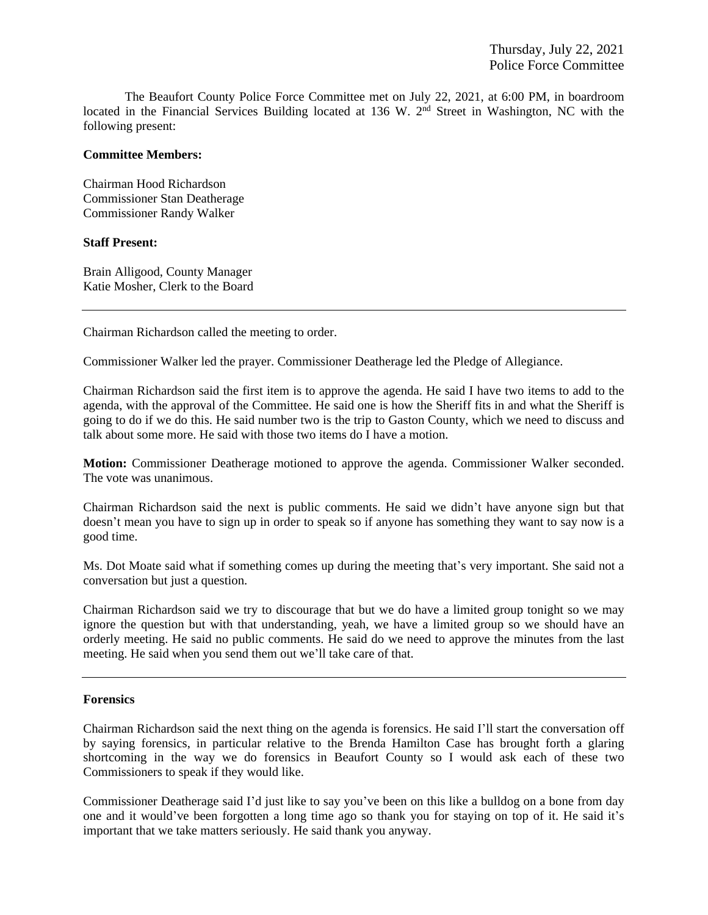Thursday, July 22, 2021
Police Force Committee

The Beaufort County Police Force Committee met on July 22, 2021, at 6:00 PM, in boardroom located in the Financial Services Building located at 136 W. 2nd Street in Washington, NC with the following present:

**Committee Members:**

Chairman Hood Richardson
Commissioner Stan Deatherage
Commissioner Randy Walker

**Staff Present:**

Brain Alligood, County Manager
Katie Mosher, Clerk to the Board

---

Chairman Richardson called the meeting to order.

Commissioner Walker led the prayer. Commissioner Deatherage led the Pledge of Allegiance.

Chairman Richardson said the first item is to approve the agenda. He said I have two items to add to the agenda, with the approval of the Committee. He said one is how the Sheriff fits in and what the Sheriff is going to do if we do this. He said number two is the trip to Gaston County, which we need to discuss and talk about some more. He said with those two items do I have a motion.

**Motion:** Commissioner Deatherage motioned to approve the agenda. Commissioner Walker seconded. The vote was unanimous.

Chairman Richardson said the next is public comments. He said we didn't have anyone sign but that doesn't mean you have to sign up in order to speak so if anyone has something they want to say now is a good time.

Ms. Dot Moate said what if something comes up during the meeting that's very important. She said not a conversation but just a question.

Chairman Richardson said we try to discourage that but we do have a limited group tonight so we may ignore the question but with that understanding, yeah, we have a limited group so we should have an orderly meeting. He said no public comments. He said do we need to approve the minutes from the last meeting. He said when you send them out we'll take care of that.

---

**Forensics**

Chairman Richardson said the next thing on the agenda is forensics. He said I'll start the conversation off by saying forensics, in particular relative to the Brenda Hamilton Case has brought forth a glaring shortcoming in the way we do forensics in Beaufort County so I would ask each of these two Commissioners to speak if they would like.

Commissioner Deatherage said I'd just like to say you've been on this like a bulldog on a bone from day one and it would've been forgotten a long time ago so thank you for staying on top of it. He said it's important that we take matters seriously. He said thank you anyway.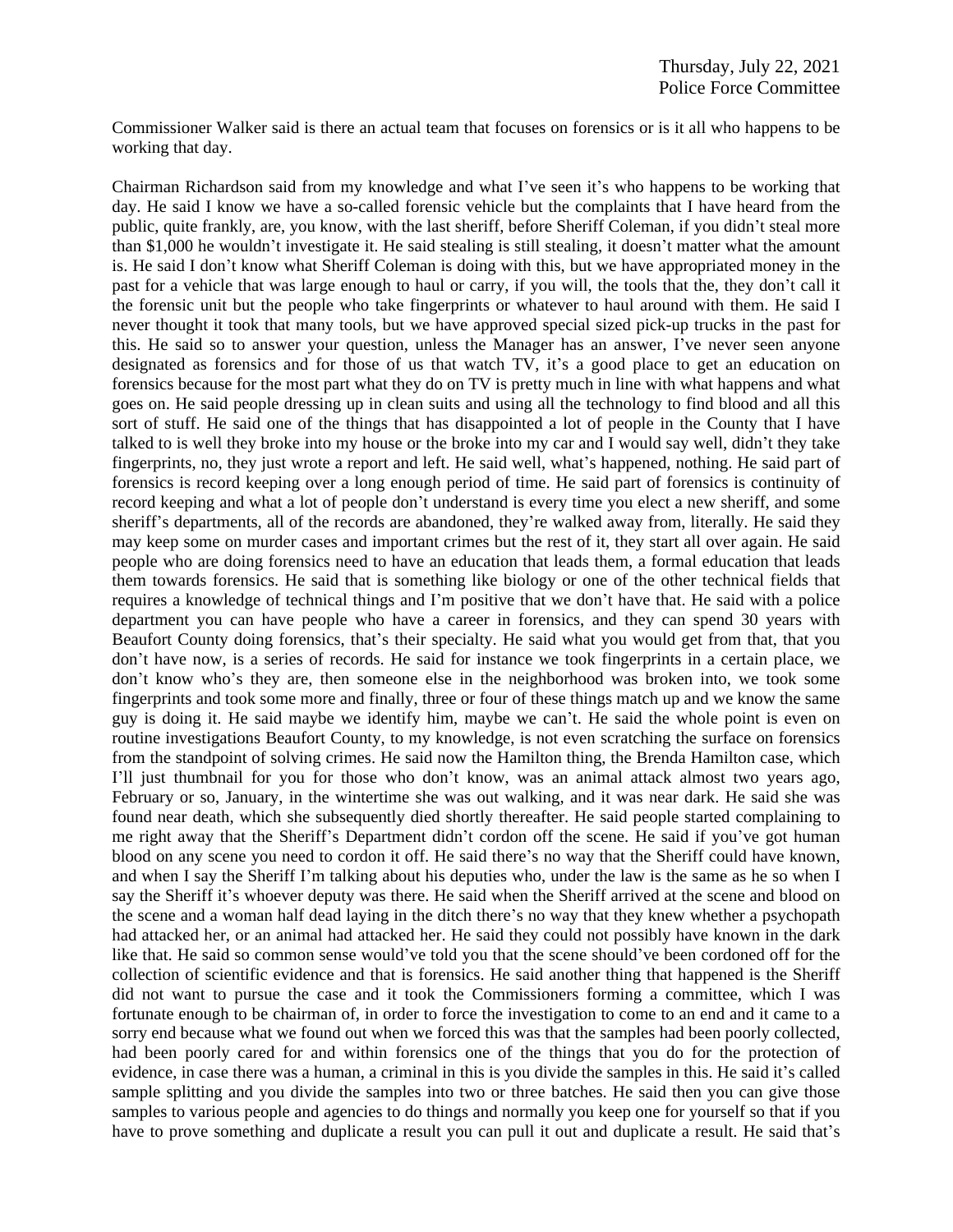Commissioner Walker said is there an actual team that focuses on forensics or is it all who happens to be working that day.

Chairman Richardson said from my knowledge and what I've seen it's who happens to be working that day. He said I know we have a so-called forensic vehicle but the complaints that I have heard from the public, quite frankly, are, you know, with the last sheriff, before Sheriff Coleman, if you didn't steal more than $1,000 he wouldn't investigate it. He said stealing is still stealing, it doesn't matter what the amount is. He said I don't know what Sheriff Coleman is doing with this, but we have appropriated money in the past for a vehicle that was large enough to haul or carry, if you will, the tools that the, they don't call it the forensic unit but the people who take fingerprints or whatever to haul around with them. He said I never thought it took that many tools, but we have approved special sized pick-up trucks in the past for this. He said so to answer your question, unless the Manager has an answer, I've never seen anyone designated as forensics and for those of us that watch TV, it's a good place to get an education on forensics because for the most part what they do on TV is pretty much in line with what happens and what goes on. He said people dressing up in clean suits and using all the technology to find blood and all this sort of stuff. He said one of the things that has disappointed a lot of people in the County that I have talked to is well they broke into my house or the broke into my car and I would say well, didn't they take fingerprints, no, they just wrote a report and left. He said well, what's happened, nothing. He said part of forensics is record keeping over a long enough period of time. He said part of forensics is continuity of record keeping and what a lot of people don't understand is every time you elect a new sheriff, and some sheriff's departments, all of the records are abandoned, they're walked away from, literally. He said they may keep some on murder cases and important crimes but the rest of it, they start all over again. He said people who are doing forensics need to have an education that leads them, a formal education that leads them towards forensics. He said that is something like biology or one of the other technical fields that requires a knowledge of technical things and I'm positive that we don't have that. He said with a police department you can have people who have a career in forensics, and they can spend 30 years with Beaufort County doing forensics, that's their specialty. He said what you would get from that, that you don't have now, is a series of records. He said for instance we took fingerprints in a certain place, we don't know who's they are, then someone else in the neighborhood was broken into, we took some fingerprints and took some more and finally, three or four of these things match up and we know the same guy is doing it. He said maybe we identify him, maybe we can't. He said the whole point is even on routine investigations Beaufort County, to my knowledge, is not even scratching the surface on forensics from the standpoint of solving crimes. He said now the Hamilton thing, the Brenda Hamilton case, which I'll just thumbnail for you for those who don't know, was an animal attack almost two years ago, February or so, January, in the wintertime she was out walking, and it was near dark. He said she was found near death, which she subsequently died shortly thereafter. He said people started complaining to me right away that the Sheriff's Department didn't cordon off the scene. He said if you've got human blood on any scene you need to cordon it off. He said there's no way that the Sheriff could have known, and when I say the Sheriff I'm talking about his deputies who, under the law is the same as he so when I say the Sheriff it's whoever deputy was there. He said when the Sheriff arrived at the scene and blood on the scene and a woman half dead laying in the ditch there's no way that they knew whether a psychopath had attacked her, or an animal had attacked her. He said they could not possibly have known in the dark like that. He said so common sense would've told you that the scene should've been cordoned off for the collection of scientific evidence and that is forensics. He said another thing that happened is the Sheriff did not want to pursue the case and it took the Commissioners forming a committee, which I was fortunate enough to be chairman of, in order to force the investigation to come to an end and it came to a sorry end because what we found out when we forced this was that the samples had been poorly collected, had been poorly cared for and within forensics one of the things that you do for the protection of evidence, in case there was a human, a criminal in this is you divide the samples in this. He said it's called sample splitting and you divide the samples into two or three batches. He said then you can give those samples to various people and agencies to do things and normally you keep one for yourself so that if you have to prove something and duplicate a result you can pull it out and duplicate a result. He said that's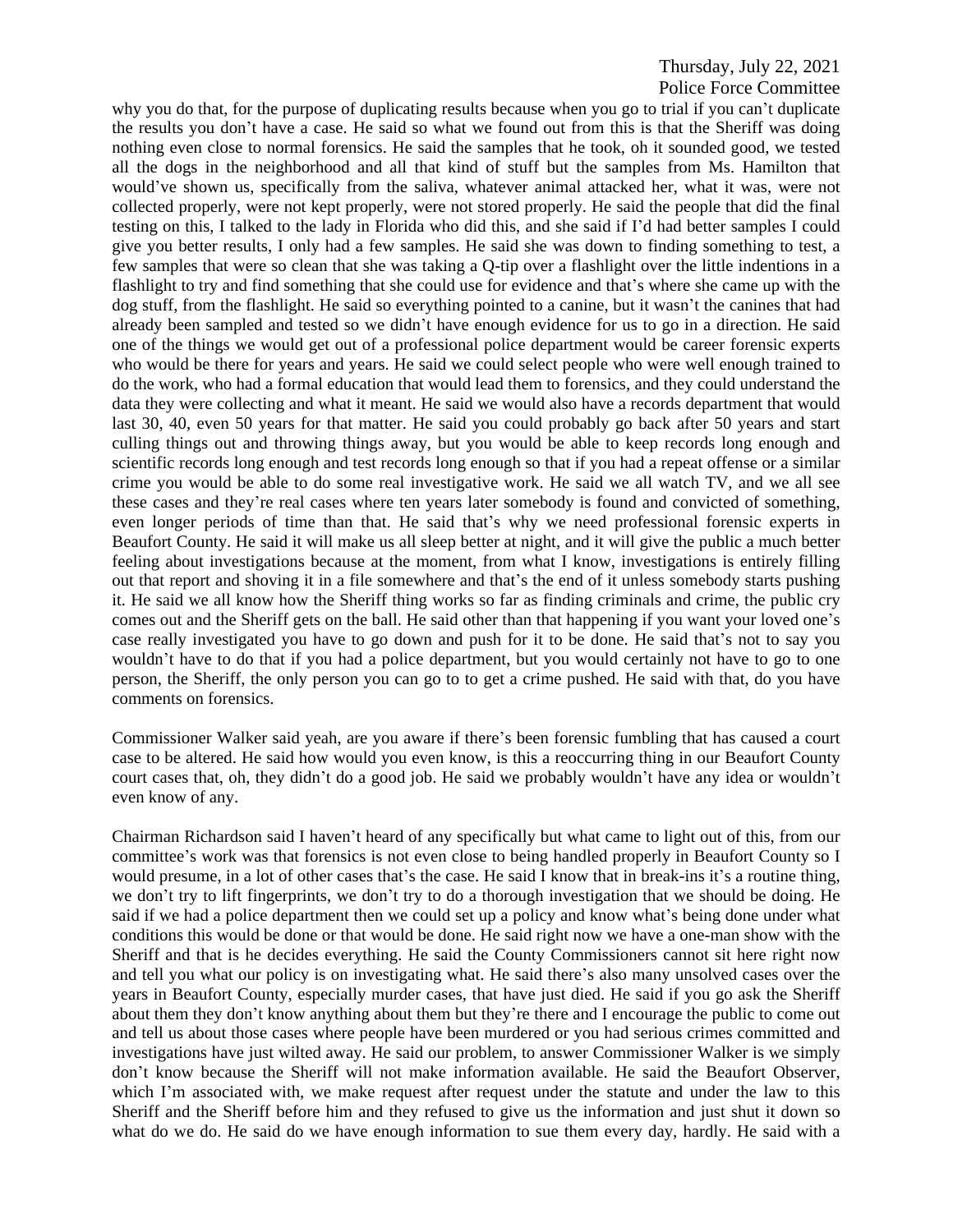why you do that, for the purpose of duplicating results because when you go to trial if you can't duplicate the results you don't have a case. He said so what we found out from this is that the Sheriff was doing nothing even close to normal forensics. He said the samples that he took, oh it sounded good, we tested all the dogs in the neighborhood and all that kind of stuff but the samples from Ms. Hamilton that would've shown us, specifically from the saliva, whatever animal attacked her, what it was, were not collected properly, were not kept properly, were not stored properly. He said the people that did the final testing on this, I talked to the lady in Florida who did this, and she said if I'd had better samples I could give you better results, I only had a few samples. He said she was down to finding something to test, a few samples that were so clean that she was taking a Q-tip over a flashlight over the little indentions in a flashlight to try and find something that she could use for evidence and that's where she came up with the dog stuff, from the flashlight. He said so everything pointed to a canine, but it wasn't the canines that had already been sampled and tested so we didn't have enough evidence for us to go in a direction. He said one of the things we would get out of a professional police department would be career forensic experts who would be there for years and years. He said we could select people who were well enough trained to do the work, who had a formal education that would lead them to forensics, and they could understand the data they were collecting and what it meant. He said we would also have a records department that would last 30, 40, even 50 years for that matter. He said you could probably go back after 50 years and start culling things out and throwing things away, but you would be able to keep records long enough and scientific records long enough and test records long enough so that if you had a repeat offense or a similar crime you would be able to do some real investigative work. He said we all watch TV, and we all see these cases and they're real cases where ten years later somebody is found and convicted of something, even longer periods of time than that. He said that's why we need professional forensic experts in Beaufort County. He said it will make us all sleep better at night, and it will give the public a much better feeling about investigations because at the moment, from what I know, investigations is entirely filling out that report and shoving it in a file somewhere and that's the end of it unless somebody starts pushing it. He said we all know how the Sheriff thing works so far as finding criminals and crime, the public cry comes out and the Sheriff gets on the ball. He said other than that happening if you want your loved one's case really investigated you have to go down and push for it to be done. He said that's not to say you wouldn't have to do that if you had a police department, but you would certainly not have to go to one person, the Sheriff, the only person you can go to to get a crime pushed. He said with that, do you have comments on forensics.

Commissioner Walker said yeah, are you aware if there's been forensic fumbling that has caused a court case to be altered. He said how would you even know, is this a reoccurring thing in our Beaufort County court cases that, oh, they didn't do a good job. He said we probably wouldn't have any idea or wouldn't even know of any.

Chairman Richardson said I haven't heard of any specifically but what came to light out of this, from our committee's work was that forensics is not even close to being handled properly in Beaufort County so I would presume, in a lot of other cases that's the case. He said I know that in break-ins it's a routine thing, we don't try to lift fingerprints, we don't try to do a thorough investigation that we should be doing. He said if we had a police department then we could set up a policy and know what's being done under what conditions this would be done or that would be done. He said right now we have a one-man show with the Sheriff and that is he decides everything. He said the County Commissioners cannot sit here right now and tell you what our policy is on investigating what. He said there's also many unsolved cases over the years in Beaufort County, especially murder cases, that have just died. He said if you go ask the Sheriff about them they don't know anything about them but they're there and I encourage the public to come out and tell us about those cases where people have been murdered or you had serious crimes committed and investigations have just wilted away. He said our problem, to answer Commissioner Walker is we simply don't know because the Sheriff will not make information available. He said the Beaufort Observer, which I'm associated with, we make request after request under the statute and under the law to this Sheriff and the Sheriff before him and they refused to give us the information and just shut it down so what do we do. He said do we have enough information to sue them every day, hardly. He said with a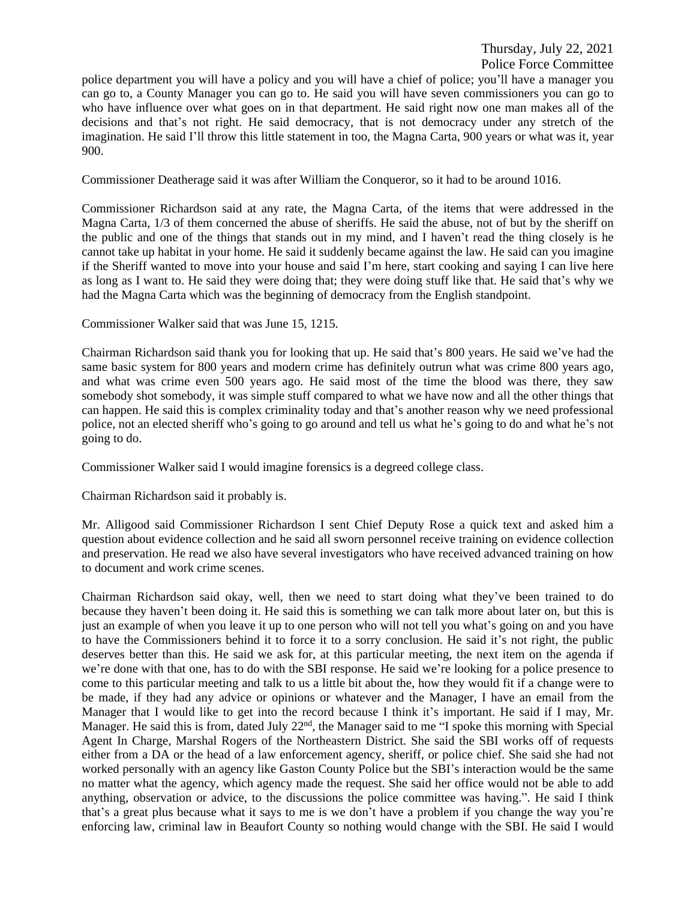police department you will have a policy and you will have a chief of police; you'll have a manager you can go to, a County Manager you can go to. He said you will have seven commissioners you can go to who have influence over what goes on in that department. He said right now one man makes all of the decisions and that's not right. He said democracy, that is not democracy under any stretch of the imagination. He said I'll throw this little statement in too, the Magna Carta, 900 years or what was it, year 900.

Commissioner Deatherage said it was after William the Conqueror, so it had to be around 1016.

Commissioner Richardson said at any rate, the Magna Carta, of the items that were addressed in the Magna Carta, 1/3 of them concerned the abuse of sheriffs. He said the abuse, not of but by the sheriff on the public and one of the things that stands out in my mind, and I haven't read the thing closely is he cannot take up habitat in your home. He said it suddenly became against the law. He said can you imagine if the Sheriff wanted to move into your house and said I'm here, start cooking and saying I can live here as long as I want to. He said they were doing that; they were doing stuff like that. He said that's why we had the Magna Carta which was the beginning of democracy from the English standpoint.

Commissioner Walker said that was June 15, 1215.

Chairman Richardson said thank you for looking that up. He said that's 800 years. He said we've had the same basic system for 800 years and modern crime has definitely outrun what was crime 800 years ago, and what was crime even 500 years ago. He said most of the time the blood was there, they saw somebody shot somebody, it was simple stuff compared to what we have now and all the other things that can happen. He said this is complex criminality today and that's another reason why we need professional police, not an elected sheriff who's going to go around and tell us what he's going to do and what he's not going to do.

Commissioner Walker said I would imagine forensics is a degreed college class.

Chairman Richardson said it probably is.

Mr. Alligood said Commissioner Richardson I sent Chief Deputy Rose a quick text and asked him a question about evidence collection and he said all sworn personnel receive training on evidence collection and preservation. He read we also have several investigators who have received advanced training on how to document and work crime scenes.

Chairman Richardson said okay, well, then we need to start doing what they've been trained to do because they haven't been doing it. He said this is something we can talk more about later on, but this is just an example of when you leave it up to one person who will not tell you what's going on and you have to have the Commissioners behind it to force it to a sorry conclusion. He said it's not right, the public deserves better than this. He said we ask for, at this particular meeting, the next item on the agenda if we're done with that one, has to do with the SBI response. He said we're looking for a police presence to come to this particular meeting and talk to us a little bit about the, how they would fit if a change were to be made, if they had any advice or opinions or whatever and the Manager, I have an email from the Manager that I would like to get into the record because I think it's important. He said if I may, Mr. Manager. He said this is from, dated July 22nd, the Manager said to me "I spoke this morning with Special Agent In Charge, Marshal Rogers of the Northeastern District. She said the SBI works off of requests either from a DA or the head of a law enforcement agency, sheriff, or police chief. She said she had not worked personally with an agency like Gaston County Police but the SBI's interaction would be the same no matter what the agency, which agency made the request. She said her office would not be able to add anything, observation or advice, to the discussions the police committee was having.". He said I think that's a great plus because what it says to me is we don't have a problem if you change the way you're enforcing law, criminal law in Beaufort County so nothing would change with the SBI. He said I would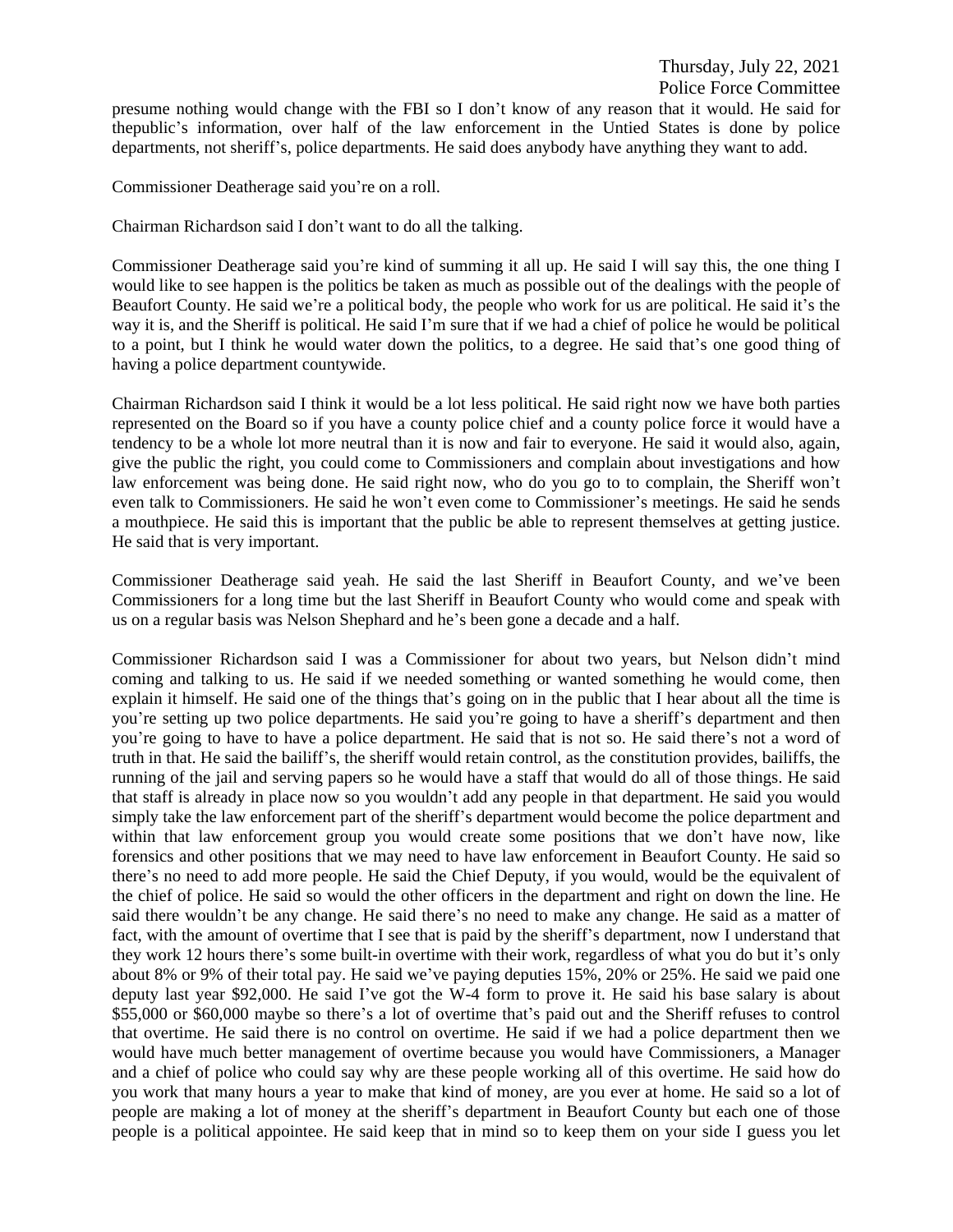presume nothing would change with the FBI so I don't know of any reason that it would. He said for thepublic's information, over half of the law enforcement in the Untied States is done by police departments, not sheriff's, police departments. He said does anybody have anything they want to add.

Commissioner Deatherage said you're on a roll.

Chairman Richardson said I don't want to do all the talking.

Commissioner Deatherage said you're kind of summing it all up. He said I will say this, the one thing I would like to see happen is the politics be taken as much as possible out of the dealings with the people of Beaufort County. He said we're a political body, the people who work for us are political. He said it's the way it is, and the Sheriff is political. He said I'm sure that if we had a chief of police he would be political to a point, but I think he would water down the politics, to a degree. He said that's one good thing of having a police department countywide.

Chairman Richardson said I think it would be a lot less political. He said right now we have both parties represented on the Board so if you have a county police chief and a county police force it would have a tendency to be a whole lot more neutral than it is now and fair to everyone. He said it would also, again, give the public the right, you could come to Commissioners and complain about investigations and how law enforcement was being done. He said right now, who do you go to to complain, the Sheriff won't even talk to Commissioners. He said he won't even come to Commissioner's meetings. He said he sends a mouthpiece. He said this is important that the public be able to represent themselves at getting justice. He said that is very important.

Commissioner Deatherage said yeah. He said the last Sheriff in Beaufort County, and we've been Commissioners for a long time but the last Sheriff in Beaufort County who would come and speak with us on a regular basis was Nelson Shephard and he's been gone a decade and a half.

Commissioner Richardson said I was a Commissioner for about two years, but Nelson didn't mind coming and talking to us. He said if we needed something or wanted something he would come, then explain it himself. He said one of the things that's going on in the public that I hear about all the time is you're setting up two police departments. He said you're going to have a sheriff's department and then you're going to have to have a police department. He said that is not so. He said there's not a word of truth in that. He said the bailiff's, the sheriff would retain control, as the constitution provides, bailiffs, the running of the jail and serving papers so he would have a staff that would do all of those things. He said that staff is already in place now so you wouldn't add any people in that department. He said you would simply take the law enforcement part of the sheriff's department would become the police department and within that law enforcement group you would create some positions that we don't have now, like forensics and other positions that we may need to have law enforcement in Beaufort County. He said so there's no need to add more people. He said the Chief Deputy, if you would, would be the equivalent of the chief of police. He said so would the other officers in the department and right on down the line. He said there wouldn't be any change. He said there's no need to make any change. He said as a matter of fact, with the amount of overtime that I see that is paid by the sheriff's department, now I understand that they work 12 hours there's some built-in overtime with their work, regardless of what you do but it's only about 8% or 9% of their total pay. He said we've paying deputies 15%, 20% or 25%. He said we paid one deputy last year $92,000. He said I've got the W-4 form to prove it. He said his base salary is about $55,000 or $60,000 maybe so there's a lot of overtime that's paid out and the Sheriff refuses to control that overtime. He said there is no control on overtime. He said if we had a police department then we would have much better management of overtime because you would have Commissioners, a Manager and a chief of police who could say why are these people working all of this overtime. He said how do you work that many hours a year to make that kind of money, are you ever at home. He said so a lot of people are making a lot of money at the sheriff's department in Beaufort County but each one of those people is a political appointee. He said keep that in mind so to keep them on your side I guess you let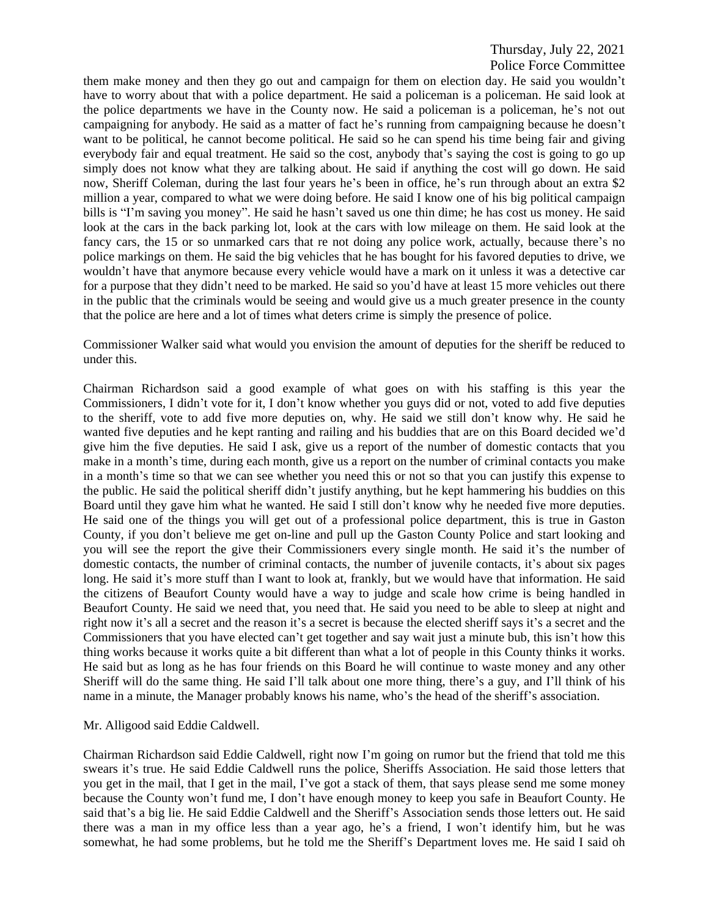them make money and then they go out and campaign for them on election day. He said you wouldn't have to worry about that with a police department. He said a policeman is a policeman. He said look at the police departments we have in the County now. He said a policeman is a policeman, he's not out campaigning for anybody. He said as a matter of fact he's running from campaigning because he doesn't want to be political, he cannot become political. He said so he can spend his time being fair and giving everybody fair and equal treatment. He said so the cost, anybody that's saying the cost is going to go up simply does not know what they are talking about. He said if anything the cost will go down. He said now, Sheriff Coleman, during the last four years he's been in office, he's run through about an extra $2 million a year, compared to what we were doing before. He said I know one of his big political campaign bills is "I'm saving you money". He said he hasn't saved us one thin dime; he has cost us money. He said look at the cars in the back parking lot, look at the cars with low mileage on them. He said look at the fancy cars, the 15 or so unmarked cars that re not doing any police work, actually, because there's no police markings on them. He said the big vehicles that he has bought for his favored deputies to drive, we wouldn't have that anymore because every vehicle would have a mark on it unless it was a detective car for a purpose that they didn't need to be marked. He said so you'd have at least 15 more vehicles out there in the public that the criminals would be seeing and would give us a much greater presence in the county that the police are here and a lot of times what deters crime is simply the presence of police.

Commissioner Walker said what would you envision the amount of deputies for the sheriff be reduced to under this.

Chairman Richardson said a good example of what goes on with his staffing is this year the Commissioners, I didn't vote for it, I don't know whether you guys did or not, voted to add five deputies to the sheriff, vote to add five more deputies on, why. He said we still don't know why. He said he wanted five deputies and he kept ranting and railing and his buddies that are on this Board decided we'd give him the five deputies. He said I ask, give us a report of the number of domestic contacts that you make in a month's time, during each month, give us a report on the number of criminal contacts you make in a month's time so that we can see whether you need this or not so that you can justify this expense to the public. He said the political sheriff didn't justify anything, but he kept hammering his buddies on this Board until they gave him what he wanted. He said I still don't know why he needed five more deputies. He said one of the things you will get out of a professional police department, this is true in Gaston County, if you don't believe me get on-line and pull up the Gaston County Police and start looking and you will see the report the give their Commissioners every single month. He said it's the number of domestic contacts, the number of criminal contacts, the number of juvenile contacts, it's about six pages long. He said it's more stuff than I want to look at, frankly, but we would have that information. He said the citizens of Beaufort County would have a way to judge and scale how crime is being handled in Beaufort County. He said we need that, you need that. He said you need to be able to sleep at night and right now it's all a secret and the reason it's a secret is because the elected sheriff says it's a secret and the Commissioners that you have elected can't get together and say wait just a minute bub, this isn't how this thing works because it works quite a bit different than what a lot of people in this County thinks it works. He said but as long as he has four friends on this Board he will continue to waste money and any other Sheriff will do the same thing. He said I'll talk about one more thing, there's a guy, and I'll think of his name in a minute, the Manager probably knows his name, who's the head of the sheriff's association.

Mr. Alligood said Eddie Caldwell.

Chairman Richardson said Eddie Caldwell, right now I'm going on rumor but the friend that told me this swears it's true. He said Eddie Caldwell runs the police, Sheriffs Association. He said those letters that you get in the mail, that I get in the mail, I've got a stack of them, that says please send me some money because the County won't fund me, I don't have enough money to keep you safe in Beaufort County. He said that's a big lie. He said Eddie Caldwell and the Sheriff's Association sends those letters out. He said there was a man in my office less than a year ago, he's a friend, I won't identify him, but he was somewhat, he had some problems, but he told me the Sheriff's Department loves me. He said I said oh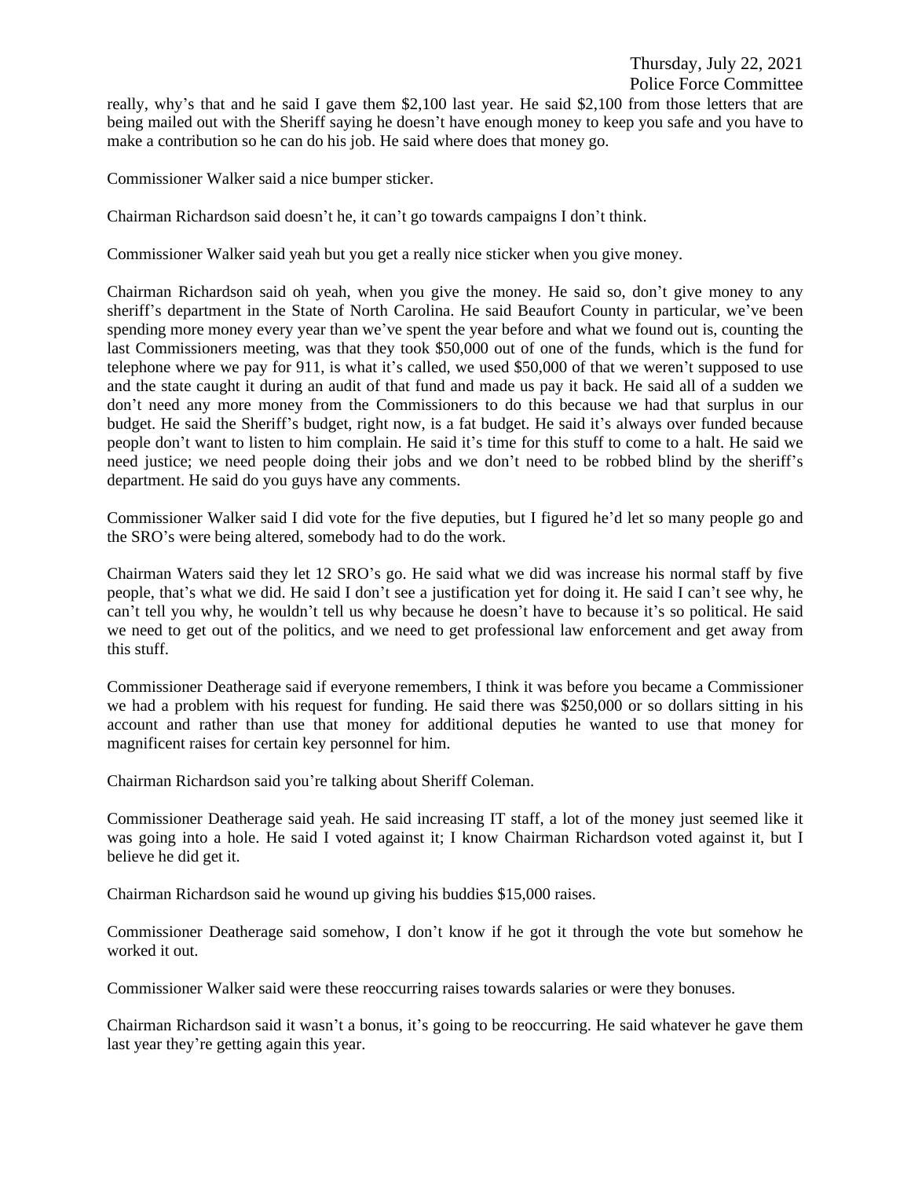really, why's that and he said I gave them $2,100 last year. He said $2,100 from those letters that are being mailed out with the Sheriff saying he doesn't have enough money to keep you safe and you have to make a contribution so he can do his job. He said where does that money go.

Commissioner Walker said a nice bumper sticker.

Chairman Richardson said doesn't he, it can't go towards campaigns I don't think.

Commissioner Walker said yeah but you get a really nice sticker when you give money.

Chairman Richardson said oh yeah, when you give the money. He said so, don't give money to any sheriff's department in the State of North Carolina. He said Beaufort County in particular, we've been spending more money every year than we've spent the year before and what we found out is, counting the last Commissioners meeting, was that they took $50,000 out of one of the funds, which is the fund for telephone where we pay for 911, is what it's called, we used $50,000 of that we weren't supposed to use and the state caught it during an audit of that fund and made us pay it back. He said all of a sudden we don't need any more money from the Commissioners to do this because we had that surplus in our budget. He said the Sheriff's budget, right now, is a fat budget. He said it's always over funded because people don't want to listen to him complain. He said it's time for this stuff to come to a halt. He said we need justice; we need people doing their jobs and we don't need to be robbed blind by the sheriff's department. He said do you guys have any comments.

Commissioner Walker said I did vote for the five deputies, but I figured he'd let so many people go and the SRO's were being altered, somebody had to do the work.

Chairman Waters said they let 12 SRO's go. He said what we did was increase his normal staff by five people, that's what we did. He said I don't see a justification yet for doing it. He said I can't see why, he can't tell you why, he wouldn't tell us why because he doesn't have to because it's so political. He said we need to get out of the politics, and we need to get professional law enforcement and get away from this stuff.

Commissioner Deatherage said if everyone remembers, I think it was before you became a Commissioner we had a problem with his request for funding. He said there was $250,000 or so dollars sitting in his account and rather than use that money for additional deputies he wanted to use that money for magnificent raises for certain key personnel for him.

Chairman Richardson said you're talking about Sheriff Coleman.

Commissioner Deatherage said yeah. He said increasing IT staff, a lot of the money just seemed like it was going into a hole. He said I voted against it; I know Chairman Richardson voted against it, but I believe he did get it.

Chairman Richardson said he wound up giving his buddies $15,000 raises.

Commissioner Deatherage said somehow, I don't know if he got it through the vote but somehow he worked it out.

Commissioner Walker said were these reoccurring raises towards salaries or were they bonuses.

Chairman Richardson said it wasn't a bonus, it's going to be reoccurring. He said whatever he gave them last year they're getting again this year.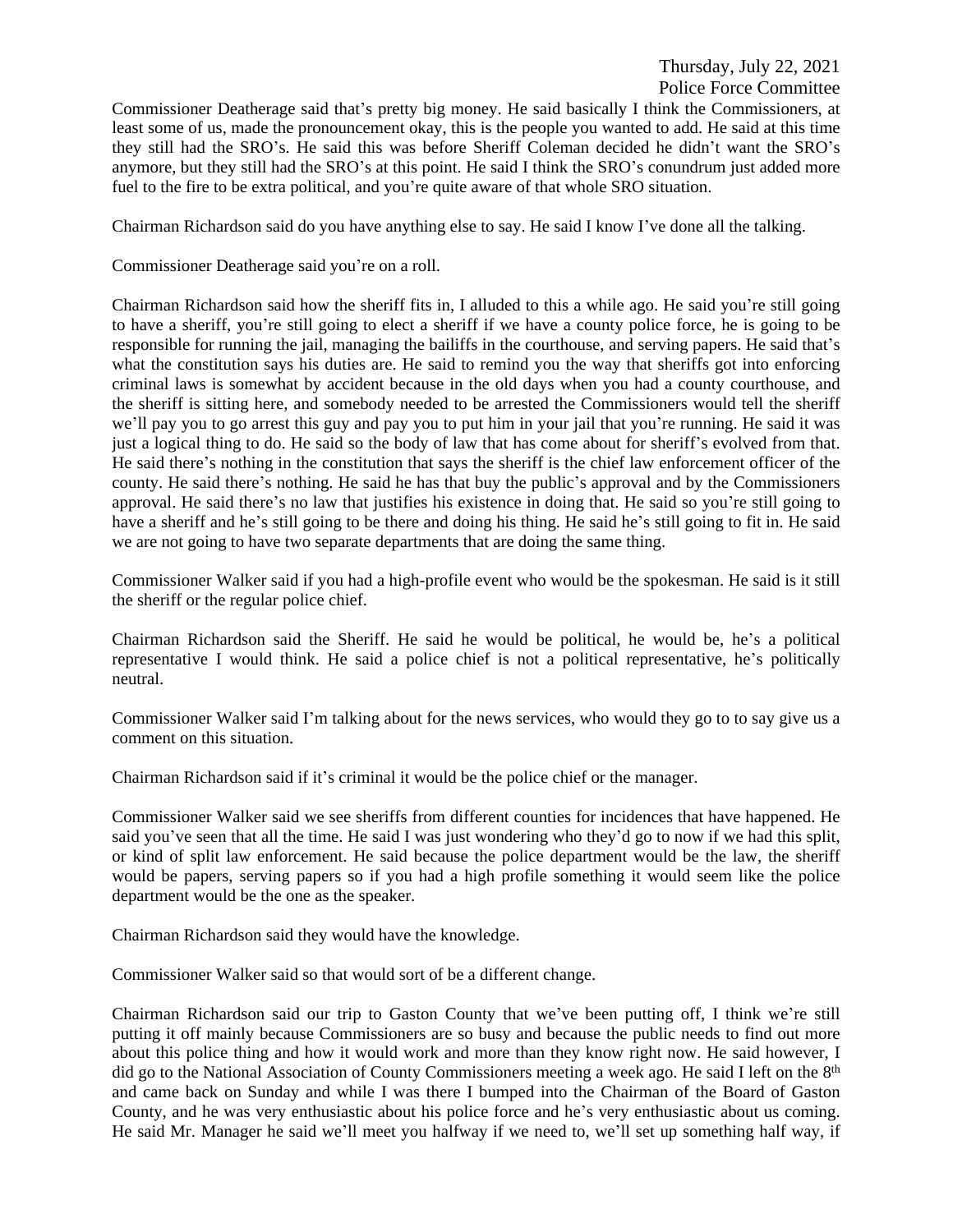Commissioner Deatherage said that's pretty big money. He said basically I think the Commissioners, at least some of us, made the pronouncement okay, this is the people you wanted to add. He said at this time they still had the SRO's. He said this was before Sheriff Coleman decided he didn't want the SRO's anymore, but they still had the SRO's at this point. He said I think the SRO's conundrum just added more fuel to the fire to be extra political, and you're quite aware of that whole SRO situation.

Chairman Richardson said do you have anything else to say. He said I know I've done all the talking.

Commissioner Deatherage said you're on a roll.

Chairman Richardson said how the sheriff fits in, I alluded to this a while ago. He said you're still going to have a sheriff, you're still going to elect a sheriff if we have a county police force, he is going to be responsible for running the jail, managing the bailiffs in the courthouse, and serving papers. He said that's what the constitution says his duties are. He said to remind you the way that sheriffs got into enforcing criminal laws is somewhat by accident because in the old days when you had a county courthouse, and the sheriff is sitting here, and somebody needed to be arrested the Commissioners would tell the sheriff we'll pay you to go arrest this guy and pay you to put him in your jail that you're running. He said it was just a logical thing to do. He said so the body of law that has come about for sheriff's evolved from that. He said there's nothing in the constitution that says the sheriff is the chief law enforcement officer of the county. He said there's nothing. He said he has that buy the public's approval and by the Commissioners approval. He said there's no law that justifies his existence in doing that. He said so you're still going to have a sheriff and he's still going to be there and doing his thing. He said he's still going to fit in. He said we are not going to have two separate departments that are doing the same thing.

Commissioner Walker said if you had a high-profile event who would be the spokesman. He said is it still the sheriff or the regular police chief.

Chairman Richardson said the Sheriff. He said he would be political, he would be, he's a political representative I would think. He said a police chief is not a political representative, he's politically neutral.

Commissioner Walker said I'm talking about for the news services, who would they go to to say give us a comment on this situation.

Chairman Richardson said if it's criminal it would be the police chief or the manager.

Commissioner Walker said we see sheriffs from different counties for incidences that have happened. He said you've seen that all the time. He said I was just wondering who they'd go to now if we had this split, or kind of split law enforcement. He said because the police department would be the law, the sheriff would be papers, serving papers so if you had a high profile something it would seem like the police department would be the one as the speaker.

Chairman Richardson said they would have the knowledge.

Commissioner Walker said so that would sort of be a different change.

Chairman Richardson said our trip to Gaston County that we've been putting off, I think we're still putting it off mainly because Commissioners are so busy and because the public needs to find out more about this police thing and how it would work and more than they know right now. He said however, I did go to the National Association of County Commissioners meeting a week ago. He said I left on the 8th and came back on Sunday and while I was there I bumped into the Chairman of the Board of Gaston County, and he was very enthusiastic about his police force and he's very enthusiastic about us coming. He said Mr. Manager he said we'll meet you halfway if we need to, we'll set up something half way, if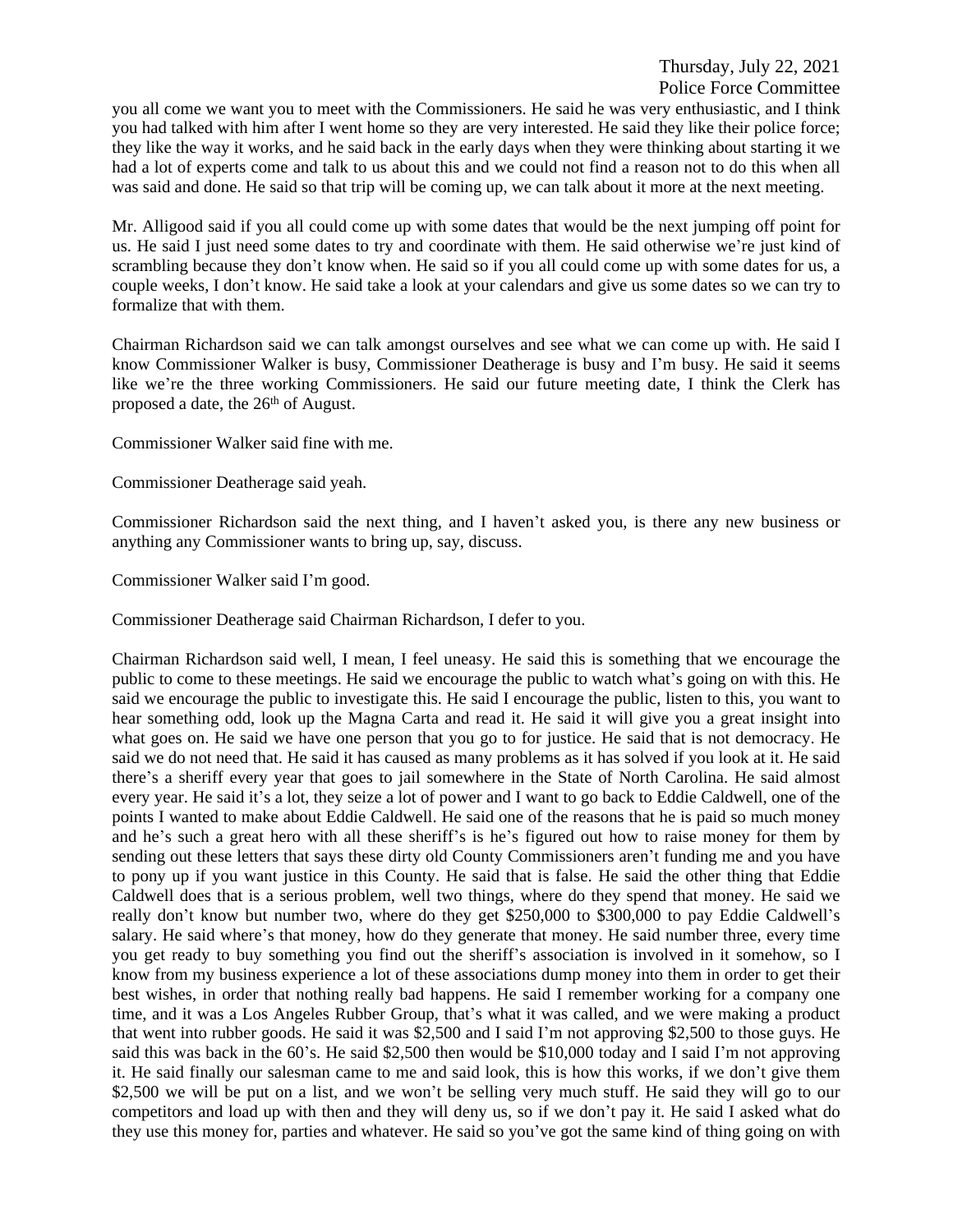you all come we want you to meet with the Commissioners. He said he was very enthusiastic, and I think you had talked with him after I went home so they are very interested. He said they like their police force; they like the way it works, and he said back in the early days when they were thinking about starting it we had a lot of experts come and talk to us about this and we could not find a reason not to do this when all was said and done. He said so that trip will be coming up, we can talk about it more at the next meeting.

Mr. Alligood said if you all could come up with some dates that would be the next jumping off point for us. He said I just need some dates to try and coordinate with them. He said otherwise we're just kind of scrambling because they don't know when. He said so if you all could come up with some dates for us, a couple weeks, I don't know. He said take a look at your calendars and give us some dates so we can try to formalize that with them.

Chairman Richardson said we can talk amongst ourselves and see what we can come up with. He said I know Commissioner Walker is busy, Commissioner Deatherage is busy and I'm busy. He said it seems like we're the three working Commissioners. He said our future meeting date, I think the Clerk has proposed a date, the 26th of August.

Commissioner Walker said fine with me.

Commissioner Deatherage said yeah.

Commissioner Richardson said the next thing, and I haven't asked you, is there any new business or anything any Commissioner wants to bring up, say, discuss.

Commissioner Walker said I'm good.

Commissioner Deatherage said Chairman Richardson, I defer to you.

Chairman Richardson said well, I mean, I feel uneasy. He said this is something that we encourage the public to come to these meetings. He said we encourage the public to watch what's going on with this. He said we encourage the public to investigate this. He said I encourage the public, listen to this, you want to hear something odd, look up the Magna Carta and read it. He said it will give you a great insight into what goes on. He said we have one person that you go to for justice. He said that is not democracy. He said we do not need that. He said it has caused as many problems as it has solved if you look at it. He said there's a sheriff every year that goes to jail somewhere in the State of North Carolina. He said almost every year. He said it's a lot, they seize a lot of power and I want to go back to Eddie Caldwell, one of the points I wanted to make about Eddie Caldwell. He said one of the reasons that he is paid so much money and he's such a great hero with all these sheriff's is he's figured out how to raise money for them by sending out these letters that says these dirty old County Commissioners aren't funding me and you have to pony up if you want justice in this County. He said that is false. He said the other thing that Eddie Caldwell does that is a serious problem, well two things, where do they spend that money. He said we really don't know but number two, where do they get $250,000 to $300,000 to pay Eddie Caldwell's salary. He said where's that money, how do they generate that money. He said number three, every time you get ready to buy something you find out the sheriff's association is involved in it somehow, so I know from my business experience a lot of these associations dump money into them in order to get their best wishes, in order that nothing really bad happens. He said I remember working for a company one time, and it was a Los Angeles Rubber Group, that's what it was called, and we were making a product that went into rubber goods. He said it was $2,500 and I said I'm not approving $2,500 to those guys. He said this was back in the 60's. He said $2,500 then would be $10,000 today and I said I'm not approving it. He said finally our salesman came to me and said look, this is how this works, if we don't give them $2,500 we will be put on a list, and we won't be selling very much stuff. He said they will go to our competitors and load up with then and they will deny us, so if we don't pay it. He said I asked what do they use this money for, parties and whatever. He said so you've got the same kind of thing going on with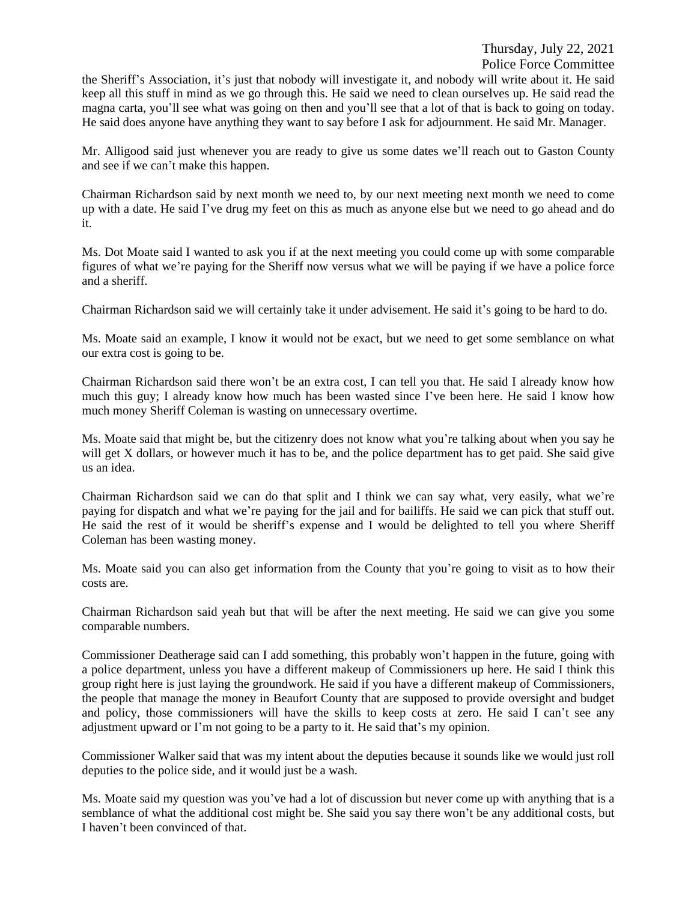the Sheriff's Association, it's just that nobody will investigate it, and nobody will write about it. He said keep all this stuff in mind as we go through this. He said we need to clean ourselves up. He said read the magna carta, you'll see what was going on then and you'll see that a lot of that is back to going on today. He said does anyone have anything they want to say before I ask for adjournment. He said Mr. Manager.

Mr. Alligood said just whenever you are ready to give us some dates we'll reach out to Gaston County and see if we can't make this happen.

Chairman Richardson said by next month we need to, by our next meeting next month we need to come up with a date. He said I've drug my feet on this as much as anyone else but we need to go ahead and do it.

Ms. Dot Moate said I wanted to ask you if at the next meeting you could come up with some comparable figures of what we're paying for the Sheriff now versus what we will be paying if we have a police force and a sheriff.

Chairman Richardson said we will certainly take it under advisement. He said it's going to be hard to do.

Ms. Moate said an example, I know it would not be exact, but we need to get some semblance on what our extra cost is going to be.

Chairman Richardson said there won't be an extra cost, I can tell you that. He said I already know how much this guy; I already know how much has been wasted since I've been here. He said I know how much money Sheriff Coleman is wasting on unnecessary overtime.

Ms. Moate said that might be, but the citizenry does not know what you're talking about when you say he will get X dollars, or however much it has to be, and the police department has to get paid. She said give us an idea.

Chairman Richardson said we can do that split and I think we can say what, very easily, what we're paying for dispatch and what we're paying for the jail and for bailiffs. He said we can pick that stuff out. He said the rest of it would be sheriff's expense and I would be delighted to tell you where Sheriff Coleman has been wasting money.

Ms. Moate said you can also get information from the County that you're going to visit as to how their costs are.

Chairman Richardson said yeah but that will be after the next meeting. He said we can give you some comparable numbers.

Commissioner Deatherage said can I add something, this probably won't happen in the future, going with a police department, unless you have a different makeup of Commissioners up here. He said I think this group right here is just laying the groundwork. He said if you have a different makeup of Commissioners, the people that manage the money in Beaufort County that are supposed to provide oversight and budget and policy, those commissioners will have the skills to keep costs at zero. He said I can't see any adjustment upward or I'm not going to be a party to it. He said that's my opinion.

Commissioner Walker said that was my intent about the deputies because it sounds like we would just roll deputies to the police side, and it would just be a wash.

Ms. Moate said my question was you've had a lot of discussion but never come up with anything that is a semblance of what the additional cost might be. She said you say there won't be any additional costs, but I haven't been convinced of that.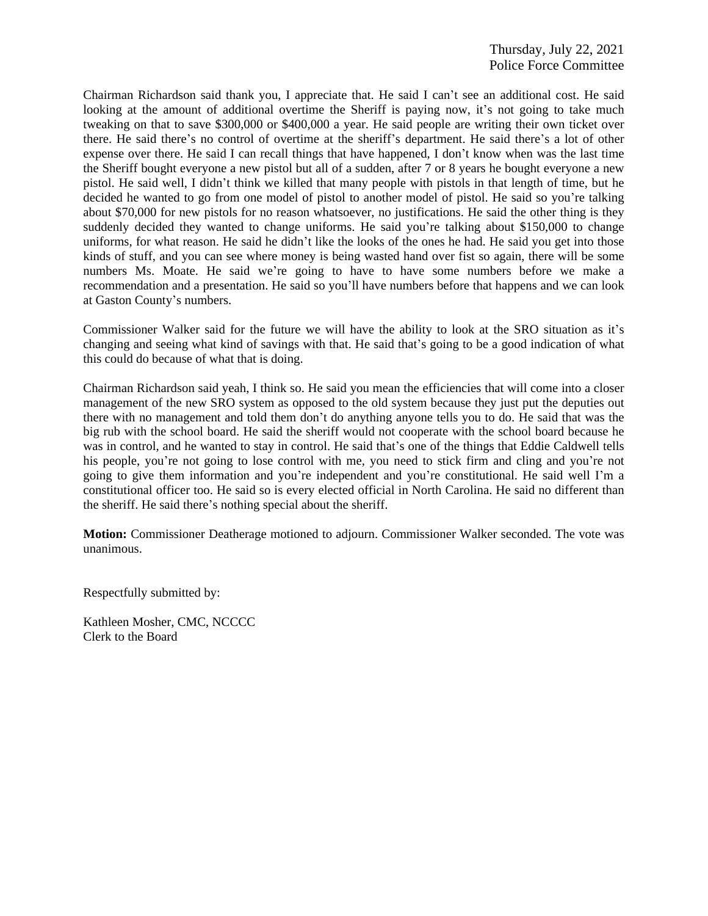Chairman Richardson said thank you, I appreciate that. He said I can't see an additional cost. He said looking at the amount of additional overtime the Sheriff is paying now, it's not going to take much tweaking on that to save $300,000 or $400,000 a year. He said people are writing their own ticket over there. He said there's no control of overtime at the sheriff's department. He said there's a lot of other expense over there. He said I can recall things that have happened, I don't know when was the last time the Sheriff bought everyone a new pistol but all of a sudden, after 7 or 8 years he bought everyone a new pistol. He said well, I didn't think we killed that many people with pistols in that length of time, but he decided he wanted to go from one model of pistol to another model of pistol. He said so you're talking about $70,000 for new pistols for no reason whatsoever, no justifications. He said the other thing is they suddenly decided they wanted to change uniforms. He said you're talking about $150,000 to change uniforms, for what reason. He said he didn't like the looks of the ones he had. He said you get into those kinds of stuff, and you can see where money is being wasted hand over fist so again, there will be some numbers Ms. Moate. He said we're going to have to have some numbers before we make a recommendation and a presentation. He said so you'll have numbers before that happens and we can look at Gaston County's numbers.

Commissioner Walker said for the future we will have the ability to look at the SRO situation as it's changing and seeing what kind of savings with that. He said that's going to be a good indication of what this could do because of what that is doing.

Chairman Richardson said yeah, I think so. He said you mean the efficiencies that will come into a closer management of the new SRO system as opposed to the old system because they just put the deputies out there with no management and told them don't do anything anyone tells you to do. He said that was the big rub with the school board. He said the sheriff would not cooperate with the school board because he was in control, and he wanted to stay in control. He said that's one of the things that Eddie Caldwell tells his people, you're not going to lose control with me, you need to stick firm and cling and you're not going to give them information and you're independent and you're constitutional. He said well I'm a constitutional officer too. He said so is every elected official in North Carolina. He said no different than the sheriff. He said there's nothing special about the sheriff.

**Motion:** Commissioner Deatherage motioned to adjourn. Commissioner Walker seconded. The vote was unanimous.

Respectfully submitted by:

Kathleen Mosher, CMC, NCCCC
Clerk to the Board